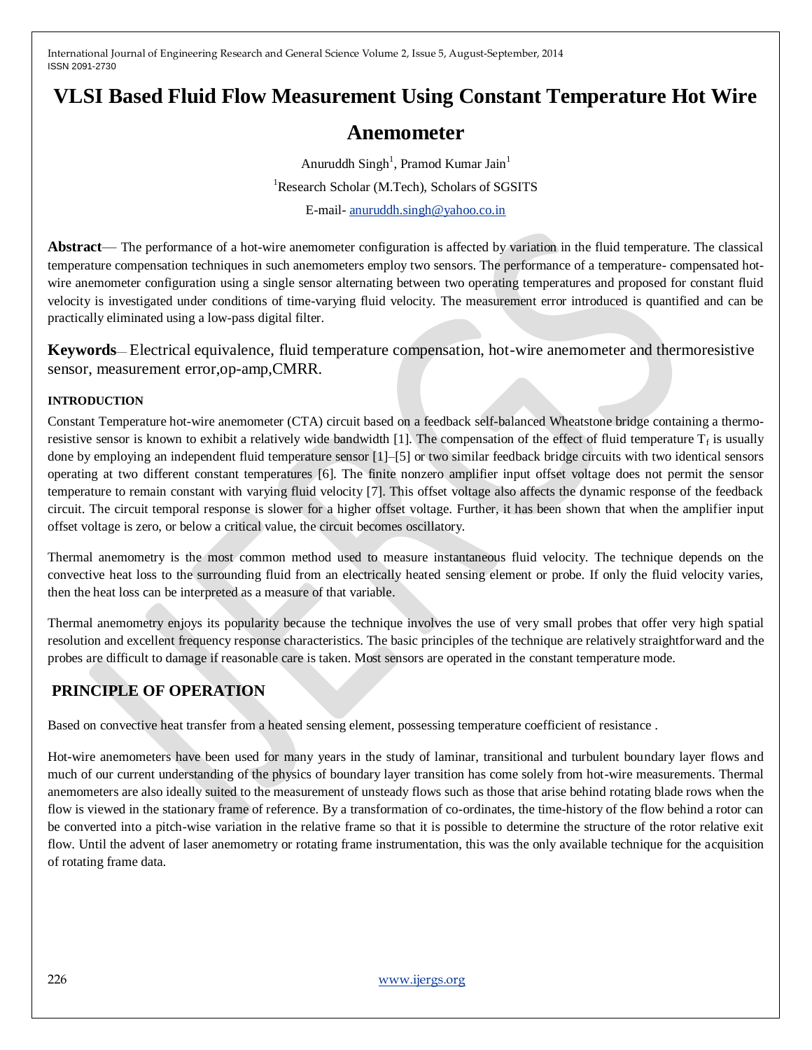# VLSI Based Fluid Flow Measurement Using Constant Temperature Hot Wire Anemometer

Anuruddh Singh[1], Pramod Kumar Jain[1]

[1]Research Scholar (M.Tech), Scholars of SGSITS

E-mail- anuruddh.singh@yahoo.co.in

**Abstract**— The performance of a hot-wire anemometer configuration is affected by variation in the fluid temperature. The classical temperature compensation techniques in such anemometers employ two sensors. The performance of a temperature- compensated hot-wire anemometer configuration using a single sensor alternating between two operating temperatures and proposed for constant fluid velocity is investigated under conditions of time-varying fluid velocity. The measurement error introduced is quantified and can be practically eliminated using a low-pass digital filter.

**Keywords**— Electrical equivalence, fluid temperature compensation, hot-wire anemometer and thermoresistive sensor, measurement error,op-amp,CMRR.

### INTRODUCTION

Constant Temperature hot-wire anemometer (CTA) circuit based on a feedback self-balanced Wheatstone bridge containing a thermo-resistive sensor is known to exhibit a relatively wide bandwidth [1]. The compensation of the effect of fluid temperature $T_f$ is usually done by employing an independent fluid temperature sensor [1]–[5] or two similar feedback bridge circuits with two identical sensors operating at two different constant temperatures [6]. The finite nonzero amplifier input offset voltage does not permit the sensor temperature to remain constant with varying fluid velocity [7]. This offset voltage also affects the dynamic response of the feedback circuit. The circuit temporal response is slower for a higher offset voltage. Further, it has been shown that when the amplifier input offset voltage is zero, or below a critical value, the circuit becomes oscillatory.

Thermal anemometry is the most common method used to measure instantaneous fluid velocity. The technique depends on the convective heat loss to the surrounding fluid from an electrically heated sensing element or probe. If only the fluid velocity varies, then the heat loss can be interpreted as a measure of that variable.

Thermal anemometry enjoys its popularity because the technique involves the use of very small probes that offer very high spatial resolution and excellent frequency response characteristics. The basic principles of the technique are relatively straightforward and the probes are difficult to damage if reasonable care is taken. Most sensors are operated in the constant temperature mode.

## PRINCIPLE OF OPERATION

Based on convective heat transfer from a heated sensing element, possessing temperature coefficient of resistance .

Hot-wire anemometers have been used for many years in the study of laminar, transitional and turbulent boundary layer flows and much of our current understanding of the physics of boundary layer transition has come solely from hot-wire measurements. Thermal anemometers are also ideally suited to the measurement of unsteady flows such as those that arise behind rotating blade rows when the flow is viewed in the stationary frame of reference. By a transformation of co-ordinates, the time-history of the flow behind a rotor can be converted into a pitch-wise variation in the relative frame so that it is possible to determine the structure of the rotor relative exit flow. Until the advent of laser anemometry or rotating frame instrumentation, this was the only available technique for the acquisition of rotating frame data.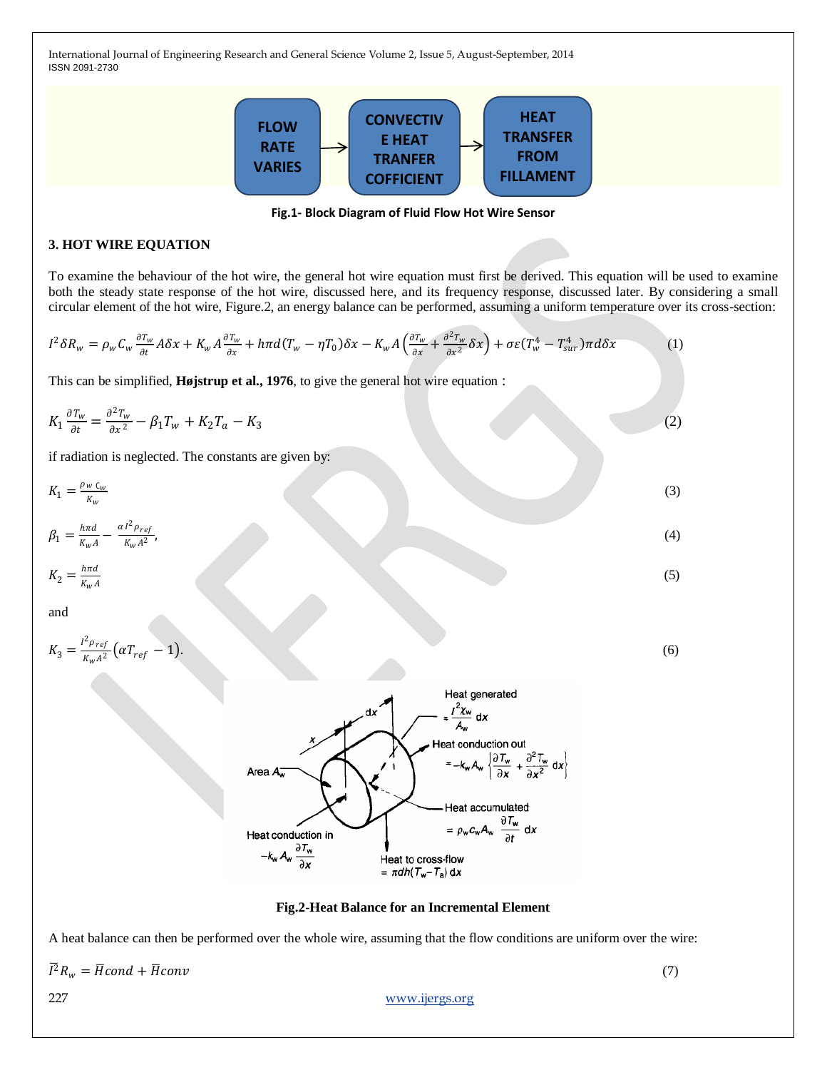Fig.1- Block Diagram of Fluid Flow Hot Wire Sensor

### 3. HOT WIRE EQUATION

To examine the behaviour of the hot wire, the general hot wire equation must first be derived. This equation will be used to examine both the steady state response of the hot wire, discussed here, and its frequency response, discussed later. By considering a small circular element of the hot wire, Figure.2, an energy balance can be performed, assuming a uniform temperature over its cross-section:

$$I^2 \delta R_w = \rho_w C_w \frac{\partial T_w}{\partial t} A\delta x + K_w A \frac{\partial T_w}{\partial x} + h\pi d(T_w - \eta T_0)\delta x - K_w A\left(\frac{\partial T_w}{\partial x} + \frac{\partial^2 T_w}{\partial x^2}\delta x\right) + \sigma\varepsilon(T_w^4 - T_{sur}^4)\pi d\delta x \quad (1)$$

This can be simplified, **Højstrup et al., 1976**, to give the general hot wire equation :

$$K_1 \frac{\partial T_w}{\partial t} = \frac{\partial^2 T_w}{\partial x^2} - \beta_1 T_w + K_2 T_a - K_3 \quad (2)$$

if radiation is neglected. The constants are given by:

$$K_1 = \frac{\rho_w\, c_w}{K_w} \quad (3)$$

$$\beta_1 = \frac{h\pi d}{K_w A} - \frac{\alpha I^2 \rho_{ref}}{K_w A^2}, \quad (4)$$

$$K_2 = \frac{h\pi d}{K_w A} \quad (5)$$

and

$$K_3 = \frac{I^2 \rho_{ref}}{K_w A^2}(\alpha T_{ref} - 1). \quad (6)$$

Fig.2-Heat Balance for an Incremental Element

A heat balance can then be performed over the whole wire, assuming that the flow conditions are uniform over the wire:

$$\overline{I}^2 R_w = \overline{H}cond + \overline{H}conv \quad (7)$$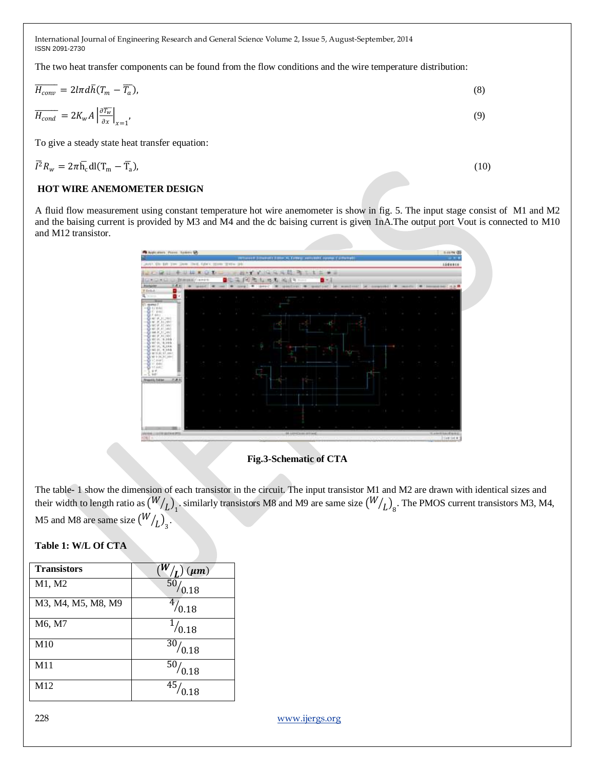The two heat transfer components can be found from the flow conditions and the wire temperature distribution:

$$\overline{H_{conv}} = 2l\pi d\bar{h}(T_m - \overline{T_a}), \tag{8}$$

$$\overline{H_{cond}} = 2K_w A \left|\frac{\partial \overline{T_w}}{\partial x}\right|_{x=1}, \tag{9}$$

To give a steady state heat transfer equation:

$$\bar{I}^2 R_w = 2\pi \bar{h}_c dl(T_m - \bar{T}_a), \tag{10}$$

## HOT WIRE ANEMOMETER DESIGN

A fluid flow measurement using constant temperature hot wire anemometer is show in fig. 5. The input stage consist of M1 and M2 and the baising current is provided by M3 and M4 and the dc baising current is given 1nA.The output port Vout is connected to M10 and M12 transistor.

**Fig.3-Schematic of CTA**

The table- 1 show the dimension of each transistor in the circuit. The input transistor M1 and M2 are drawn with identical sizes and their width to length ratio as $(W/L)_1$. similarly transistors M8 and M9 are same size $(W/L)_8$. The PMOS current transistors M3, M4, M5 and M8 are same size $(W/L)_3$.

**Table 1: W/L Of CTA**

| Transistors | $(W/L)$ $(\mu m)$ |
|---|---|
| M1, M2 | $50/0.18$ |
| M3, M4, M5, M8, M9 | $4/0.18$ |
| M6, M7 | $1/0.18$ |
| M10 | $30/0.18$ |
| M11 | $50/0.18$ |
| M12 | $45/0.18$ |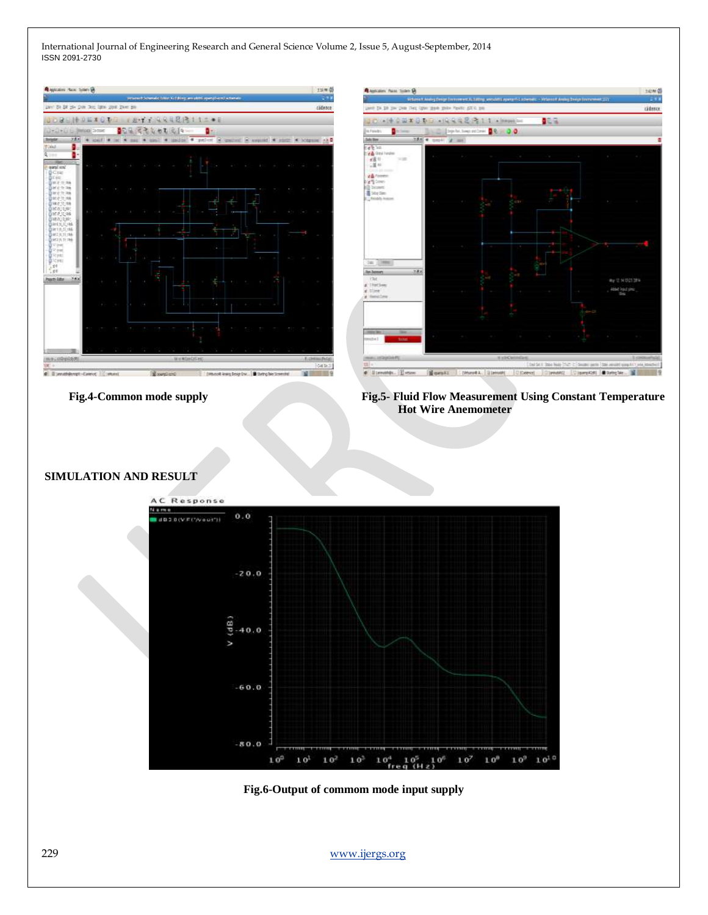Fig.4-Common mode supply

Fig.5- Fluid Flow Measurement Using Constant Temperature Hot Wire Anemometer

## SIMULATION AND RESULT

Fig.6-Output of commom mode input supply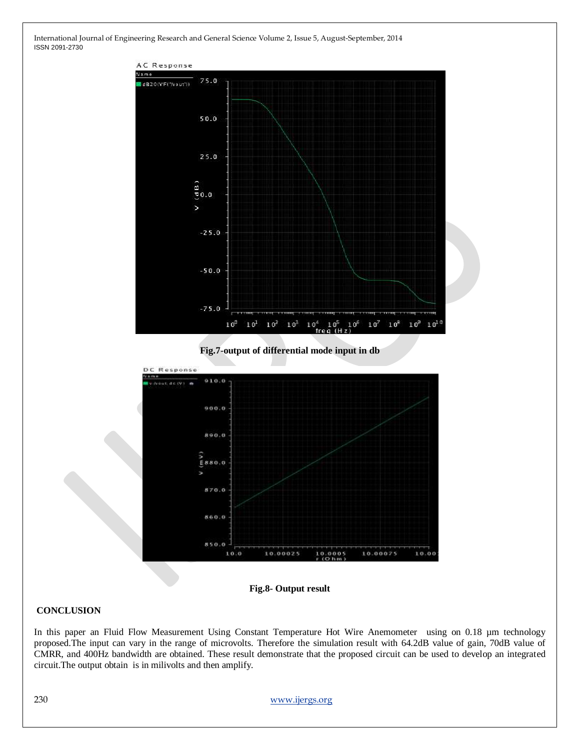Fig.7-output of differential mode input in db

Fig.8- Output result

## CONCLUSION

In this paper an Fluid Flow Measurement Using Constant Temperature Hot Wire Anemometer using on 0.18 µm technology proposed.The input can vary in the range of microvolts. Therefore the simulation result with 64.2dB value of gain, 70dB value of CMRR, and 400Hz bandwidth are obtained. These result demonstrate that the proposed circuit can be used to develop an integrated circuit.The output obtain is in milivolts and then amplify.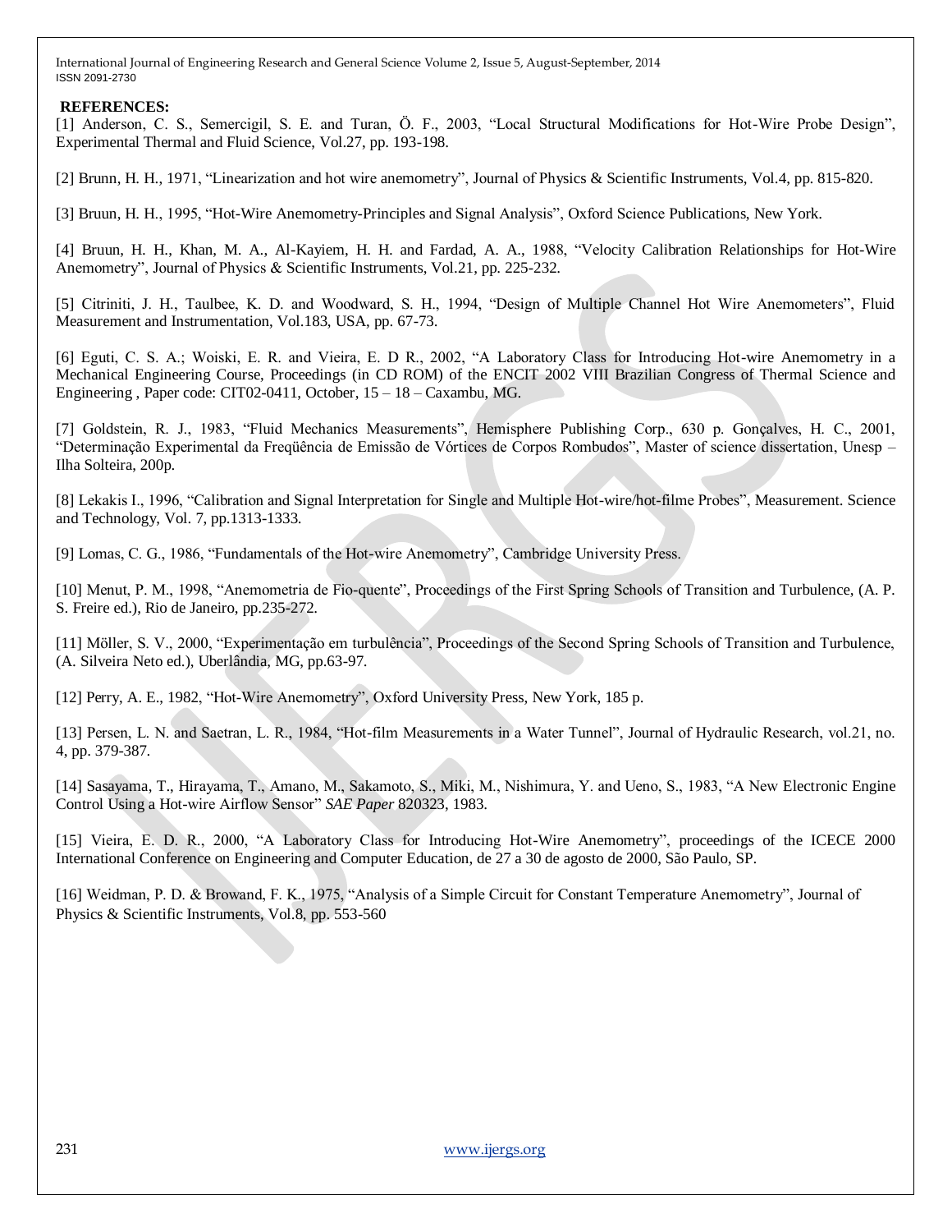**REFERENCES:**

[1] Anderson, C. S., Semercigil, S. E. and Turan, Ö. F., 2003, "Local Structural Modifications for Hot-Wire Probe Design", Experimental Thermal and Fluid Science, Vol.27, pp. 193-198.

[2] Brunn, H. H., 1971, "Linearization and hot wire anemometry", Journal of Physics & Scientific Instruments, Vol.4, pp. 815-820.

[3] Bruun, H. H., 1995, "Hot-Wire Anemometry-Principles and Signal Analysis", Oxford Science Publications, New York.

[4] Bruun, H. H., Khan, M. A., Al-Kayiem, H. H. and Fardad, A. A., 1988, "Velocity Calibration Relationships for Hot-Wire Anemometry", Journal of Physics & Scientific Instruments, Vol.21, pp. 225-232.

[5] Citriniti, J. H., Taulbee, K. D. and Woodward, S. H., 1994, "Design of Multiple Channel Hot Wire Anemometers", Fluid Measurement and Instrumentation, Vol.183, USA, pp. 67-73.

[6] Eguti, C. S. A.; Woiski, E. R. and Vieira, E. D R., 2002, "A Laboratory Class for Introducing Hot-wire Anemometry in a Mechanical Engineering Course, Proceedings (in CD ROM) of the ENCIT 2002 VIII Brazilian Congress of Thermal Science and Engineering , Paper code: CIT02-0411, October, 15 – 18 – Caxambu, MG.

[7] Goldstein, R. J., 1983, "Fluid Mechanics Measurements", Hemisphere Publishing Corp., 630 p. Gonçalves, H. C., 2001, "Determinação Experimental da Freqüência de Emissão de Vórtices de Corpos Rombudos", Master of science dissertation, Unesp – Ilha Solteira, 200p.

[8] Lekakis I., 1996, "Calibration and Signal Interpretation for Single and Multiple Hot-wire/hot-filme Probes", Measurement. Science and Technology, Vol. 7, pp.1313-1333.

[9] Lomas, C. G., 1986, "Fundamentals of the Hot-wire Anemometry", Cambridge University Press.

[10] Menut, P. M., 1998, "Anemometria de Fio-quente", Proceedings of the First Spring Schools of Transition and Turbulence, (A. P. S. Freire ed.), Rio de Janeiro, pp.235-272.

[11] Möller, S. V., 2000, "Experimentação em turbulência", Proceedings of the Second Spring Schools of Transition and Turbulence, (A. Silveira Neto ed.), Uberlândia, MG, pp.63-97.

[12] Perry, A. E., 1982, "Hot-Wire Anemometry", Oxford University Press, New York, 185 p.

[13] Persen, L. N. and Saetran, L. R., 1984, "Hot-film Measurements in a Water Tunnel", Journal of Hydraulic Research, vol.21, no. 4, pp. 379-387.

[14] Sasayama, T., Hirayama, T., Amano, M., Sakamoto, S., Miki, M., Nishimura, Y. and Ueno, S., 1983, "A New Electronic Engine Control Using a Hot-wire Airflow Sensor" *SAE Paper* 820323, 1983.

[15] Vieira, E. D. R., 2000, "A Laboratory Class for Introducing Hot-Wire Anemometry", proceedings of the ICECE 2000 International Conference on Engineering and Computer Education, de 27 a 30 de agosto de 2000, São Paulo, SP.

[16] Weidman, P. D. & Browand, F. K., 1975, "Analysis of a Simple Circuit for Constant Temperature Anemometry", Journal of Physics & Scientific Instruments, Vol.8, pp. 553-560